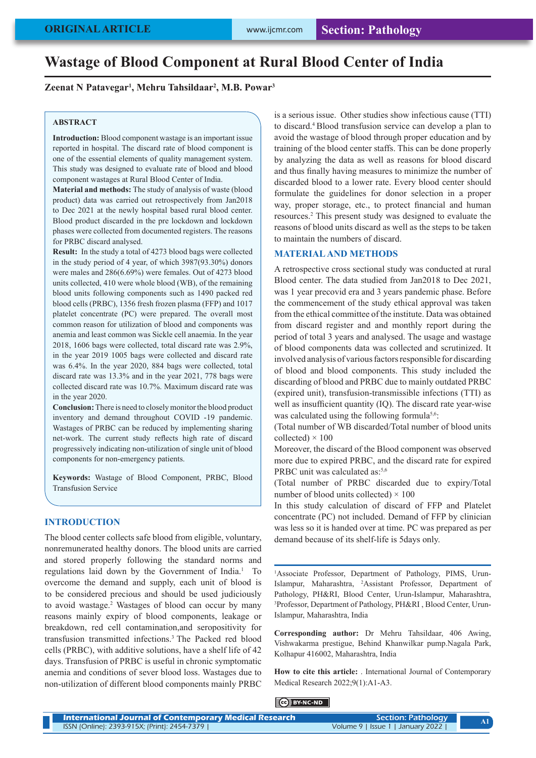# Wastage of Blood Component at Rural Blood Center of India

**Zeenat N Patavegar[1], Mehru Tahsildaar[2], M.B. Powar[3]**

## ABSTRACT

**Introduction:** Blood component wastage is an important issue reported in hospital. The discard rate of blood component is one of the essential elements of quality management system. This study was designed to evaluate rate of blood and blood component wastages at Rural Blood Center of India.

**Material and methods:** The study of analysis of waste (blood product) data was carried out retrospectively from Jan2018 to Dec 2021 at the newly hospital based rural blood center. Blood product discarded in the pre lockdown and lockdown phases were collected from documented registers. The reasons for PRBC discard analysed.

**Result:** In the study a total of 4273 blood bags were collected in the study period of 4 year, of which 3987(93.30%) donors were males and 286(6.69%) were females. Out of 4273 blood units collected, 410 were whole blood (WB), of the remaining blood units following components such as 1490 packed red blood cells (PRBC), 1356 fresh frozen plasma (FFP) and 1017 platelet concentrate (PC) were prepared. The overall most common reason for utilization of blood and components was anemia and least common was Sickle cell anaemia. In the year 2018, 1606 bags were collected, total discard rate was 2.9%, in the year 2019 1005 bags were collected and discard rate was 6.4%. In the year 2020, 884 bags were collected, total discard rate was 13.3% and in the year 2021, 778 bags were collected discard rate was 10.7%. Maximum discard rate was in the year 2020.

**Conclusion:** There is need to closely monitor the blood product inventory and demand throughout COVID -19 pandemic. Wastages of PRBC can be reduced by implementing sharing net-work. The current study reflects high rate of discard progressively indicating non-utilization of single unit of blood components for non-emergency patients.

**Keywords:** Wastage of Blood Component, PRBC, Blood Transfusion Service

## INTRODUCTION

The blood center collects safe blood from eligible, voluntary, nonremunerated healthy donors. The blood units are carried and stored properly following the standard norms and regulations laid down by the Government of India.[1] To overcome the demand and supply, each unit of blood is to be considered precious and should be used judiciously to avoid wastage.[2] Wastages of blood can occur by many reasons mainly expiry of blood components, leakage or breakdown, red cell contamination,and seropositivity for transfusion transmitted infections.[3] The Packed red blood cells (PRBC), with additive solutions, have a shelf life of 42 days. Transfusion of PRBC is useful in chronic symptomatic anemia and conditions of sever blood loss. Wastages due to non-utilization of different blood components mainly PRBC is a serious issue. Other studies show infectious cause (TTI) to discard.[4] Blood transfusion service can develop a plan to avoid the wastage of blood through proper education and by training of the blood center staffs. This can be done properly by analyzing the data as well as reasons for blood discard and thus finally having measures to minimize the number of discarded blood to a lower rate. Every blood center should formulate the guidelines for donor selection in a proper way, proper storage, etc., to protect financial and human resources.[2] This present study was designed to evaluate the reasons of blood units discard as well as the steps to be taken to maintain the numbers of discard.

## MATERIAL AND METHODS

A retrospective cross sectional study was conducted at rural Blood center. The data studied from Jan2018 to Dec 2021, was 1 year precovid era and 3 years pandemic phase. Before the commencement of the study ethical approval was taken from the ethical committee of the institute. Data was obtained from discard register and and monthly report during the period of total 3 years and analysed. The usage and wastage of blood components data was collected and scrutinized. It involved analysis of various factors responsible for discarding of blood and blood components. This study included the discarding of blood and PRBC due to mainly outdated PRBC (expired unit), transfusion-transmissible infections (TTI) as well as insufficient quantity (IQ). The discard rate year-wise was calculated using the following formula[5,6]:

(Total number of WB discarded/Total number of blood units collected) × 100

Moreover, the discard of the Blood component was observed more due to expired PRBC, and the discard rate for expired PRBC unit was calculated as:[5,6]

(Total number of PRBC discarded due to expiry/Total number of blood units collected) × 100

In this study calculation of discard of FFP and Platelet concentrate (PC) not included. Demand of FFP by clinician was less so it is handed over at time. PC was prepared as per demand because of its shelf-life is 5days only.

[1]Associate Professor, Department of Pathology, PIMS, Urun-Islampur, Maharashtra, [2]Assistant Professor, Department of Pathology, PH&RI, Blood Center, Urun-Islampur, Maharashtra, [3]Professor, Department of Pathology, PH&RI , Blood Center, Urun-Islampur, Maharashtra, India

**Corresponding author:** Dr Mehru Tahsildaar, 406 Awing, Vishwakarma prestigue, Behind Khanwilkar pump.Nagala Park, Kolhapur 416002, Maharashtra, India

**How to cite this article:** . International Journal of Contemporary Medical Research 2022;9(1):A1-A3.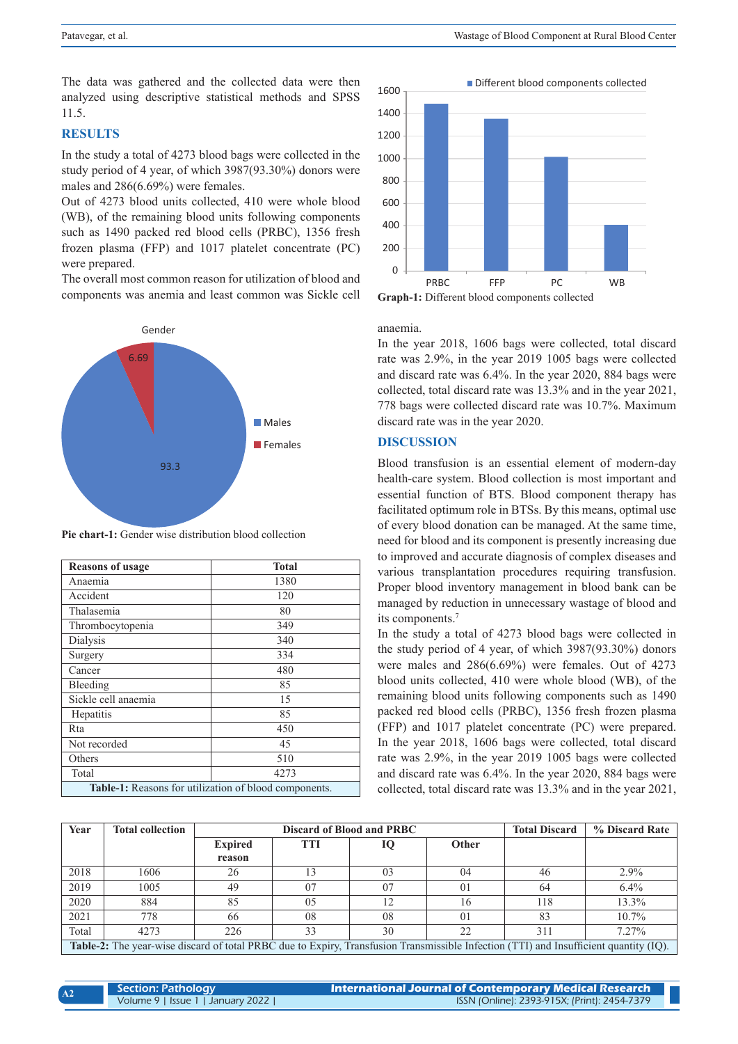The data was gathered and the collected data were then analyzed using descriptive statistical methods and SPSS 11.5.

## RESULTS

In the study a total of 4273 blood bags were collected in the study period of 4 year, of which 3987(93.30%) donors were males and 286(6.69%) were females.

Out of 4273 blood units collected, 410 were whole blood (WB), of the remaining blood units following components such as 1490 packed red blood cells (PRBC), 1356 fresh frozen plasma (FFP) and 1017 platelet concentrate (PC) were prepared.

The overall most common reason for utilization of blood and components was anemia and least common was Sickle cell anaemia.

**Pie chart-1:** Gender wise distribution blood collection

| Reasons of usage | Total |
|---|---|
| Anaemia | 1380 |
| Accident | 120 |
| Thalasemia | 80 |
| Thrombocytopenia | 349 |
| Dialysis | 340 |
| Surgery | 334 |
| Cancer | 480 |
| Bleeding | 85 |
| Sickle cell anaemia | 15 |
| Hepatitis | 85 |
| Rta | 450 |
| Not recorded | 45 |
| Others | 510 |
| Total | 4273 |

**Table-1:** Reasons for utilization of blood components.

**Graph-1:** Different blood components collected

In the year 2018, 1606 bags were collected, total discard rate was 2.9%, in the year 2019 1005 bags were collected and discard rate was 6.4%. In the year 2020, 884 bags were collected, total discard rate was 13.3% and in the year 2021, 778 bags were collected discard rate was 10.7%. Maximum discard rate was in the year 2020.

## DISCUSSION

Blood transfusion is an essential element of modern-day health-care system. Blood collection is most important and essential function of BTS. Blood component therapy has facilitated optimum role in BTSs. By this means, optimal use of every blood donation can be managed. At the same time, need for blood and its component is presently increasing due to improved and accurate diagnosis of complex diseases and various transplantation procedures requiring transfusion. Proper blood inventory management in blood bank can be managed by reduction in unnecessary wastage of blood and its components.[7]

In the study a total of 4273 blood bags were collected in the study period of 4 year, of which 3987(93.30%) donors were males and 286(6.69%) were females. Out of 4273 blood units collected, 410 were whole blood (WB), of the remaining blood units following components such as 1490 packed red blood cells (PRBC), 1356 fresh frozen plasma (FFP) and 1017 platelet concentrate (PC) were prepared. In the year 2018, 1606 bags were collected, total discard rate was 2.9%, in the year 2019 1005 bags were collected and discard rate was 6.4%. In the year 2020, 884 bags were collected, total discard rate was 13.3% and in the year 2021,

| Year | Total collection | Discard of Blood and PRBC | | | | Total Discard | % Discard Rate |
|---|---|---|---|---|---|---|---|
| | | Expired reason | TTI | IQ | Other | | |
| 2018 | 1606 | 26 | 13 | 03 | 04 | 46 | 2.9% |
| 2019 | 1005 | 49 | 07 | 07 | 01 | 64 | 6.4% |
| 2020 | 884 | 85 | 05 | 12 | 16 | 118 | 13.3% |
| 2021 | 778 | 66 | 08 | 08 | 01 | 83 | 10.7% |
| Total | 4273 | 226 | 33 | 30 | 22 | 311 | 7.27% |

**Table-2:** The year-wise discard of total PRBC due to Expiry, Transfusion Transmissible Infection (TTI) and Insufficient quantity (IQ).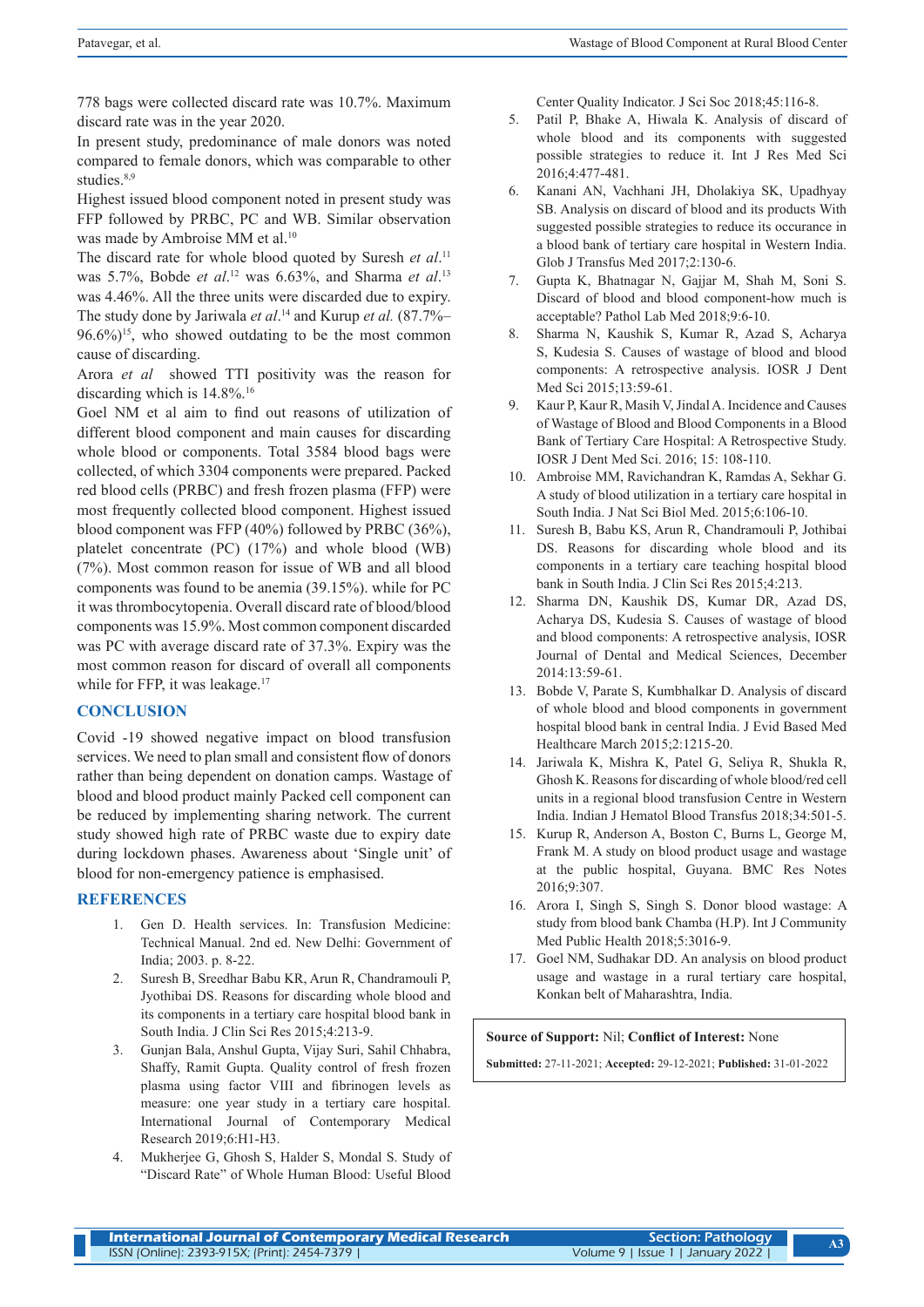778 bags were collected discard rate was 10.7%. Maximum discard rate was in the year 2020.

In present study, predominance of male donors was noted compared to female donors, which was comparable to other studies.[8,9]

Highest issued blood component noted in present study was FFP followed by PRBC, PC and WB. Similar observation was made by Ambroise MM et al.[10]

The discard rate for whole blood quoted by Suresh *et al*.[11] was 5.7%, Bobde *et al*.[12] was 6.63%, and Sharma *et al*.[13] was 4.46%. All the three units were discarded due to expiry. The study done by Jariwala *et al*.[14] and Kurup *et al.* (87.7%–96.6%)[15], who showed outdating to be the most common cause of discarding.

Arora *et al* showed TTI positivity was the reason for discarding which is 14.8%.[16]

Goel NM et al aim to find out reasons of utilization of different blood component and main causes for discarding whole blood or components. Total 3584 blood bags were collected, of which 3304 components were prepared. Packed red blood cells (PRBC) and fresh frozen plasma (FFP) were most frequently collected blood component. Highest issued blood component was FFP (40%) followed by PRBC (36%), platelet concentrate (PC) (17%) and whole blood (WB) (7%). Most common reason for issue of WB and all blood components was found to be anemia (39.15%). while for PC it was thrombocytopenia. Overall discard rate of blood/blood components was 15.9%. Most common component discarded was PC with average discard rate of 37.3%. Expiry was the most common reason for discard of overall all components while for FFP, it was leakage.[17]

## CONCLUSION

Covid -19 showed negative impact on blood transfusion services. We need to plan small and consistent flow of donors rather than being dependent on donation camps. Wastage of blood and blood product mainly Packed cell component can be reduced by implementing sharing network. The current study showed high rate of PRBC waste due to expiry date during lockdown phases. Awareness about 'Single unit' of blood for non-emergency patience is emphasised.

## REFERENCES

1. Gen D. Health services. In: Transfusion Medicine: Technical Manual. 2nd ed. New Delhi: Government of India; 2003. p. 8-22.
2. Suresh B, Sreedhar Babu KR, Arun R, Chandramouli P, Jyothibai DS. Reasons for discarding whole blood and its components in a tertiary care hospital blood bank in South India. J Clin Sci Res 2015;4:213-9.
3. Gunjan Bala, Anshul Gupta, Vijay Suri, Sahil Chhabra, Shaffy, Ramit Gupta. Quality control of fresh frozen plasma using factor VIII and fibrinogen levels as measure: one year study in a tertiary care hospital. International Journal of Contemporary Medical Research 2019;6:H1-H3.
4. Mukherjee G, Ghosh S, Halder S, Mondal S. Study of "Discard Rate" of Whole Human Blood: Useful Blood Center Quality Indicator. J Sci Soc 2018;45:116-8.
5. Patil P, Bhake A, Hiwala K. Analysis of discard of whole blood and its components with suggested possible strategies to reduce it. Int J Res Med Sci 2016;4:477-481.
6. Kanani AN, Vachhani JH, Dholakiya SK, Upadhyay SB. Analysis on discard of blood and its products With suggested possible strategies to reduce its occurance in a blood bank of tertiary care hospital in Western India. Glob J Transfus Med 2017;2:130-6.
7. Gupta K, Bhatnagar N, Gajjar M, Shah M, Soni S. Discard of blood and blood component-how much is acceptable? Pathol Lab Med 2018;9:6-10.
8. Sharma N, Kaushik S, Kumar R, Azad S, Acharya S, Kudesia S. Causes of wastage of blood and blood components: A retrospective analysis. IOSR J Dent Med Sci 2015;13:59-61.
9. Kaur P, Kaur R, Masih V, Jindal A. Incidence and Causes of Wastage of Blood and Blood Components in a Blood Bank of Tertiary Care Hospital: A Retrospective Study. IOSR J Dent Med Sci. 2016; 15: 108-110.
10. Ambroise MM, Ravichandran K, Ramdas A, Sekhar G. A study of blood utilization in a tertiary care hospital in South India. J Nat Sci Biol Med. 2015;6:106-10.
11. Suresh B, Babu KS, Arun R, Chandramouli P, Jothibai DS. Reasons for discarding whole blood and its components in a tertiary care teaching hospital blood bank in South India. J Clin Sci Res 2015;4:213.
12. Sharma DN, Kaushik DS, Kumar DR, Azad DS, Acharya DS, Kudesia S. Causes of wastage of blood and blood components: A retrospective analysis, IOSR Journal of Dental and Medical Sciences, December 2014:13:59-61.
13. Bobde V, Parate S, Kumbhalkar D. Analysis of discard of whole blood and blood components in government hospital blood bank in central India. J Evid Based Med Healthcare March 2015;2:1215-20.
14. Jariwala K, Mishra K, Patel G, Seliya R, Shukla R, Ghosh K. Reasons for discarding of whole blood/red cell units in a regional blood transfusion Centre in Western India. Indian J Hematol Blood Transfus 2018;34:501-5.
15. Kurup R, Anderson A, Boston C, Burns L, George M, Frank M. A study on blood product usage and wastage at the public hospital, Guyana. BMC Res Notes 2016;9:307.
16. Arora I, Singh S, Singh S. Donor blood wastage: A study from blood bank Chamba (H.P). Int J Community Med Public Health 2018;5:3016-9.
17. Goel NM, Sudhakar DD. An analysis on blood product usage and wastage in a rural tertiary care hospital, Konkan belt of Maharashtra, India.

**Source of Support:** Nil; **Conflict of Interest:** None

**Submitted:** 27-11-2021; **Accepted:** 29-12-2021; **Published:** 31-01-2022